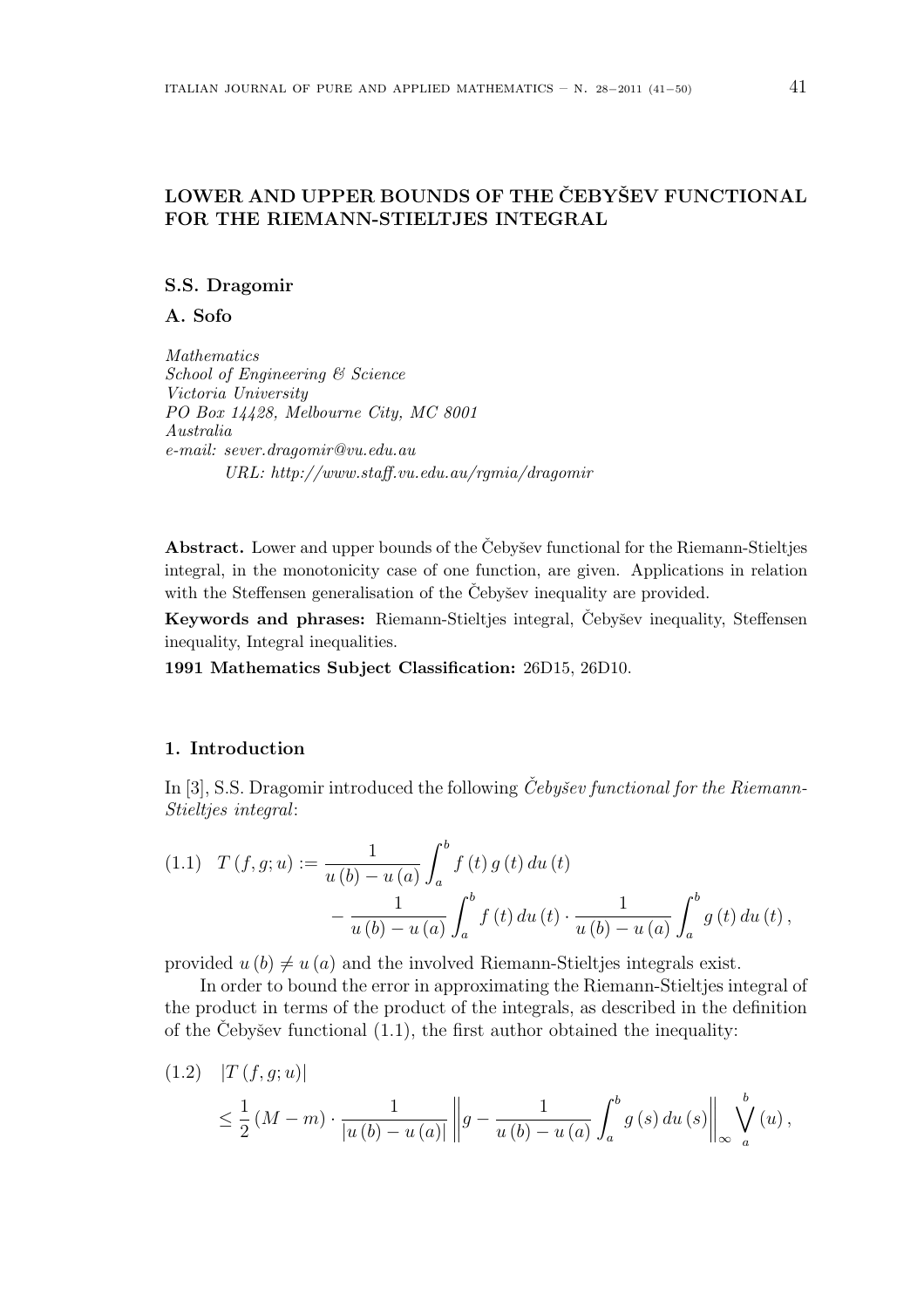# LOWER AND UPPER BOUNDS OF THE ČEBYŠEV FUNCTIONAL FOR THE RIEMANN-STIELTJES INTEGRAL

**S.S. Dragomir**

**A. Sofo**

*Mathematics*
*School of Engineering & Science*
*Victoria University*
*PO Box 14428, Melbourne City, MC 8001*
*Australia*
*e-mail: sever.dragomir@vu.edu.au*
*URL: http://www.staff.vu.edu.au/rgmia/dragomir*

**Abstract.** Lower and upper bounds of the Čebyšev functional for the Riemann-Stieltjes integral, in the monotonicity case of one function, are given. Applications in relation with the Steffensen generalisation of the Čebyšev inequality are provided.

**Keywords and phrases:** Riemann-Stieltjes integral, Čebyšev inequality, Steffensen inequality, Integral inequalities.

**1991 Mathematics Subject Classification:** 26D15, 26D10.

## 1. Introduction

In [3], S.S. Dragomir introduced the following *Čebyšev functional for the Riemann-Stieltjes integral*:

$$
\begin{aligned}
(1.1)\quad T(f,g;u) := {}& \frac{1}{u(b)-u(a)}\int_a^b f(t)\,g(t)\,du(t) \\
& - \frac{1}{u(b)-u(a)}\int_a^b f(t)\,du(t)\cdot\frac{1}{u(b)-u(a)}\int_a^b g(t)\,du(t),
\end{aligned}
$$

provided $u(b) \neq u(a)$ and the involved Riemann-Stieltjes integrals exist.

In order to bound the error in approximating the Riemann-Stieltjes integral of the product in terms of the product of the integrals, as described in the definition of the Čebyšev functional (1.1), the first author obtained the inequality:

$$
\begin{aligned}
(1.2)\quad & |T(f,g;u)| \\
& \leq \frac{1}{2}(M-m)\cdot\frac{1}{|u(b)-u(a)|}\left\| g - \frac{1}{u(b)-u(a)}\int_a^b g(s)\,du(s)\right\|_\infty \bigvee_a^b (u),
\end{aligned}
$$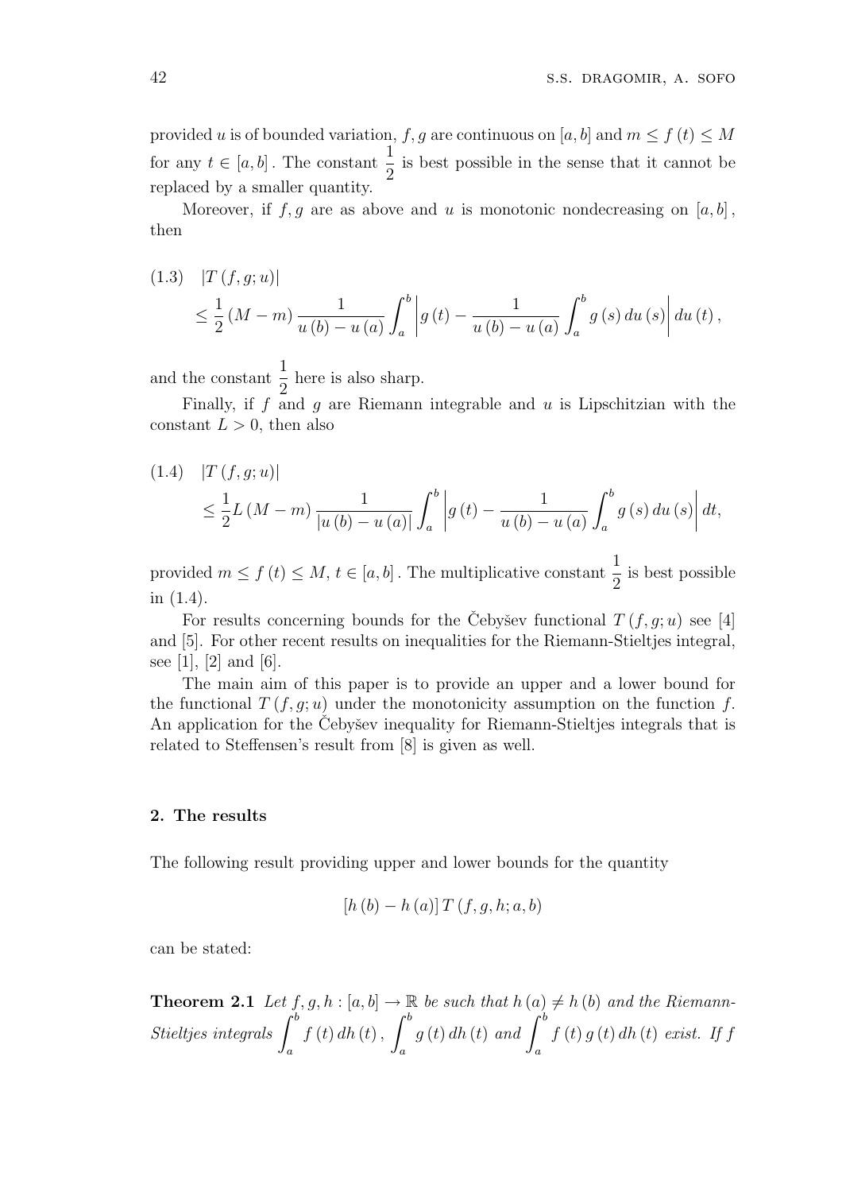provided $u$ is of bounded variation, $f, g$ are continuous on $[a, b]$ and $m \leq f(t) \leq M$ for any $t \in [a, b]$. The constant $\frac{1}{2}$ is best possible in the sense that it cannot be replaced by a smaller quantity.

Moreover, if $f, g$ are as above and $u$ is monotonic nondecreasing on $[a, b]$, then

$$
\begin{aligned}
(1.3)\quad & |T(f, g; u)| \\
& \leq \frac{1}{2}(M-m) \frac{1}{u(b)-u(a)} \int_a^b \left| g(t) - \frac{1}{u(b)-u(a)} \int_a^b g(s)\, du(s) \right| du(t),
\end{aligned}
$$

and the constant $\frac{1}{2}$ here is also sharp.

Finally, if $f$ and $g$ are Riemann integrable and $u$ is Lipschitzian with the constant $L > 0$, then also

$$
\begin{aligned}
(1.4)\quad & |T(f, g; u)| \\
& \leq \frac{1}{2} L (M-m) \frac{1}{|u(b)-u(a)|} \int_a^b \left| g(t) - \frac{1}{u(b)-u(a)} \int_a^b g(s)\, du(s) \right| dt,
\end{aligned}
$$

provided $m \leq f(t) \leq M$, $t \in [a, b]$. The multiplicative constant $\frac{1}{2}$ is best possible in (1.4).

For results concerning bounds for the Čebyšev functional $T(f, g; u)$ see [4] and [5]. For other recent results on inequalities for the Riemann-Stieltjes integral, see [1], [2] and [6].

The main aim of this paper is to provide an upper and a lower bound for the functional $T(f, g; u)$ under the monotonicity assumption on the function $f$. An application for the Čebyšev inequality for Riemann-Stieltjes integrals that is related to Steffensen's result from [8] is given as well.

## 2. The results

The following result providing upper and lower bounds for the quantity

$$
[h(b) - h(a)]\, T(f, g, h; a, b)
$$

can be stated:

**Theorem 2.1** *Let $f, g, h : [a, b] \to \mathbb{R}$ be such that $h(a) \neq h(b)$ and the Riemann-Stieltjes integrals $\int_a^b f(t)\, dh(t)$, $\int_a^b g(t)\, dh(t)$ and $\int_a^b f(t) g(t)\, dh(t)$ exist. If $f$*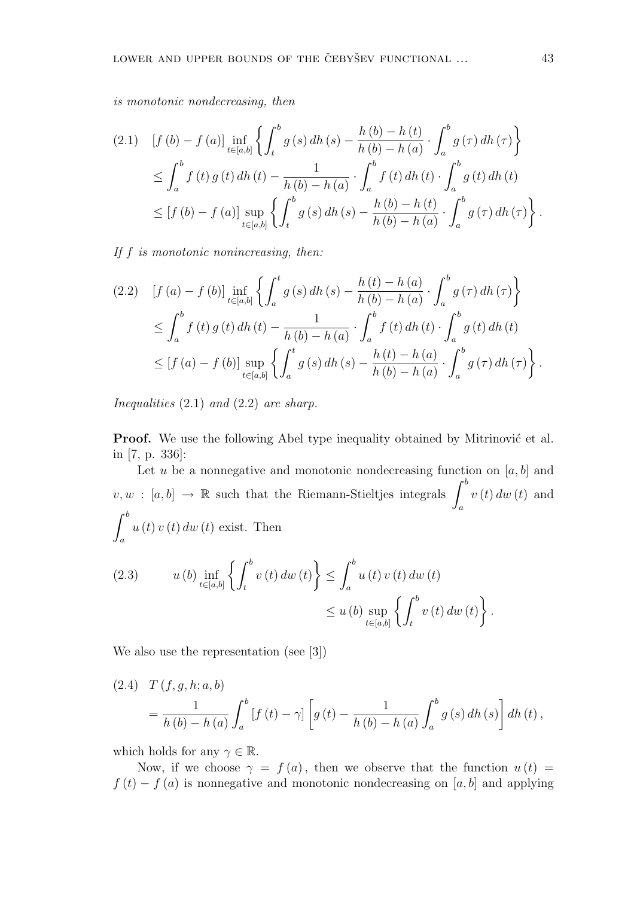*is monotonic nondecreasing, then*

$$
\begin{aligned}
(2.1)\quad & [f(b)-f(a)] \inf_{t\in[a,b]} \left\{ \int_t^b g(s)\,dh(s) - \frac{h(b)-h(t)}{h(b)-h(a)} \cdot \int_a^b g(\tau)\,dh(\tau) \right\} \\
& \leq \int_a^b f(t)\,g(t)\,dh(t) - \frac{1}{h(b)-h(a)} \cdot \int_a^b f(t)\,dh(t) \cdot \int_a^b g(t)\,dh(t) \\
& \leq [f(b)-f(a)] \sup_{t\in[a,b]} \left\{ \int_t^b g(s)\,dh(s) - \frac{h(b)-h(t)}{h(b)-h(a)} \cdot \int_a^b g(\tau)\,dh(\tau) \right\}.
\end{aligned}
$$

*If $f$ is monotonic nonincreasing, then:*

$$
\begin{aligned}
(2.2)\quad & [f(a)-f(b)] \inf_{t\in[a,b]} \left\{ \int_a^t g(s)\,dh(s) - \frac{h(t)-h(a)}{h(b)-h(a)} \cdot \int_a^b g(\tau)\,dh(\tau) \right\} \\
& \leq \int_a^b f(t)\,g(t)\,dh(t) - \frac{1}{h(b)-h(a)} \cdot \int_a^b f(t)\,dh(t) \cdot \int_a^b g(t)\,dh(t) \\
& \leq [f(a)-f(b)] \sup_{t\in[a,b]} \left\{ \int_a^t g(s)\,dh(s) - \frac{h(t)-h(a)}{h(b)-h(a)} \cdot \int_a^b g(\tau)\,dh(\tau) \right\}.
\end{aligned}
$$

*Inequalities* (2.1) *and* (2.2) *are sharp.*

**Proof.** We use the following Abel type inequality obtained by Mitrinović et al. in [7, p. 336]:

Let $u$ be a nonnegative and monotonic nondecreasing function on $[a,b]$ and $v, w : [a,b] \to \mathbb{R}$ such that the Riemann-Stieltjes integrals $\int_a^b v(t)\,dw(t)$ and $\int_a^b u(t)\,v(t)\,dw(t)$ exist. Then

$$
\begin{aligned}
(2.3)\qquad u(b) \inf_{t\in[a,b]} \left\{ \int_t^b v(t)\,dw(t) \right\} & \leq \int_a^b u(t)\,v(t)\,dw(t) \\
& \leq u(b) \sup_{t\in[a,b]} \left\{ \int_t^b v(t)\,dw(t) \right\}.
\end{aligned}
$$

We also use the representation (see [3])

$$
\begin{aligned}
(2.4)\quad & T(f,g,h;a,b) \\
& = \frac{1}{h(b)-h(a)} \int_a^b [f(t)-\gamma] \left[ g(t) - \frac{1}{h(b)-h(a)} \int_a^b g(s)\,dh(s) \right] dh(t),
\end{aligned}
$$

which holds for any $\gamma \in \mathbb{R}$.

Now, if we choose $\gamma = f(a)$, then we observe that the function $u(t) = f(t) - f(a)$ is nonnegative and monotonic nondecreasing on $[a,b]$ and applying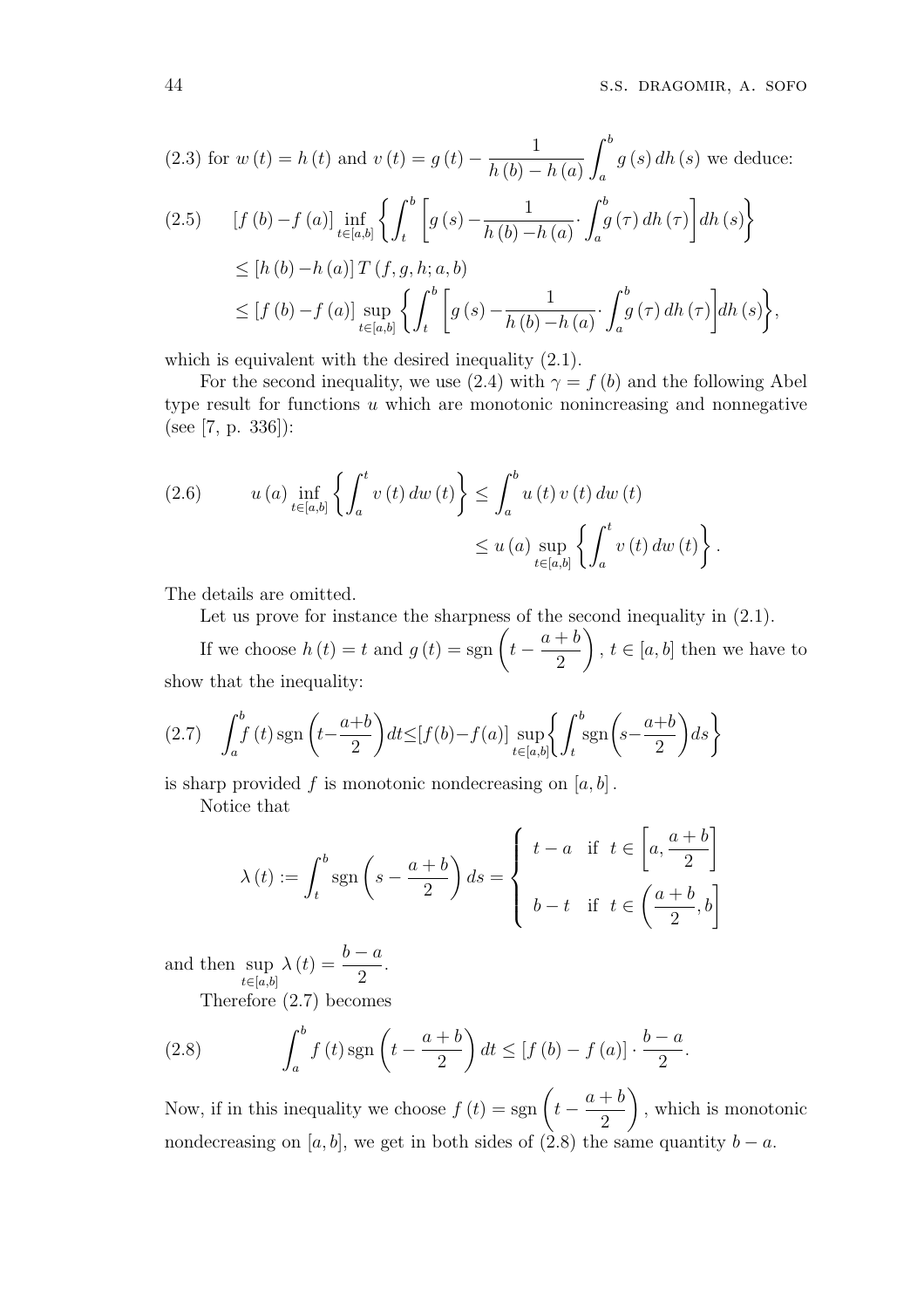(2.3) for $w(t) = h(t)$ and $v(t) = g(t) - \frac{1}{h(b) - h(a)} \int_a^b g(s)\, dh(s)$ we deduce:

$$
\begin{aligned}
(2.5) \qquad & [f(b) - f(a)] \inf_{t \in [a,b]} \left\{ \int_t^b \left[ g(s) - \frac{1}{h(b) - h(a)} \cdot \int_a^b g(\tau)\, dh(\tau) \right] dh(s) \right\} \\
& \leq [h(b) - h(a)]\, T(f, g, h; a, b) \\
& \leq [f(b) - f(a)] \sup_{t \in [a,b]} \left\{ \int_t^b \left[ g(s) - \frac{1}{h(b) - h(a)} \cdot \int_a^b g(\tau)\, dh(\tau) \right] dh(s) \right\},
\end{aligned}
$$

which is equivalent with the desired inequality (2.1).

For the second inequality, we use (2.4) with $\gamma = f(b)$ and the following Abel type result for functions $u$ which are monotonic nonincreasing and nonnegative (see [7, p. 336]):

$$
\begin{aligned}
(2.6) \qquad u(a) \inf_{t \in [a,b]} \left\{ \int_a^t v(t)\, dw(t) \right\} & \leq \int_a^b u(t)\, v(t)\, dw(t) \\
& \leq u(a) \sup_{t \in [a,b]} \left\{ \int_a^t v(t)\, dw(t) \right\}.
\end{aligned}
$$

The details are omitted.

Let us prove for instance the sharpness of the second inequality in (2.1).

If we choose $h(t) = t$ and $g(t) = \operatorname{sgn}\left(t - \frac{a+b}{2}\right)$, $t \in [a,b]$ then we have to show that the inequality:

$$
(2.7) \qquad \int_a^b f(t) \operatorname{sgn}\left(t - \frac{a+b}{2}\right) dt \leq [f(b) - f(a)] \sup_{t \in [a,b]} \left\{ \int_t^b \operatorname{sgn}\left(s - \frac{a+b}{2}\right) ds \right\}
$$

is sharp provided $f$ is monotonic nondecreasing on $[a,b]$.

Notice that

$$
\lambda(t) := \int_t^b \operatorname{sgn}\left(s - \frac{a+b}{2}\right) ds = \begin{cases} t - a & \text{if } t \in \left[a, \frac{a+b}{2}\right] \\ b - t & \text{if } t \in \left(\frac{a+b}{2}, b\right] \end{cases}
$$

and then $\sup_{t \in [a,b]} \lambda(t) = \frac{b-a}{2}$.

Therefore (2.7) becomes

$$
(2.8) \qquad \int_a^b f(t) \operatorname{sgn}\left(t - \frac{a+b}{2}\right) dt \leq [f(b) - f(a)] \cdot \frac{b-a}{2}.
$$

Now, if in this inequality we choose $f(t) = \operatorname{sgn}\left(t - \frac{a+b}{2}\right)$, which is monotonic nondecreasing on $[a,b]$, we get in both sides of (2.8) the same quantity $b - a$.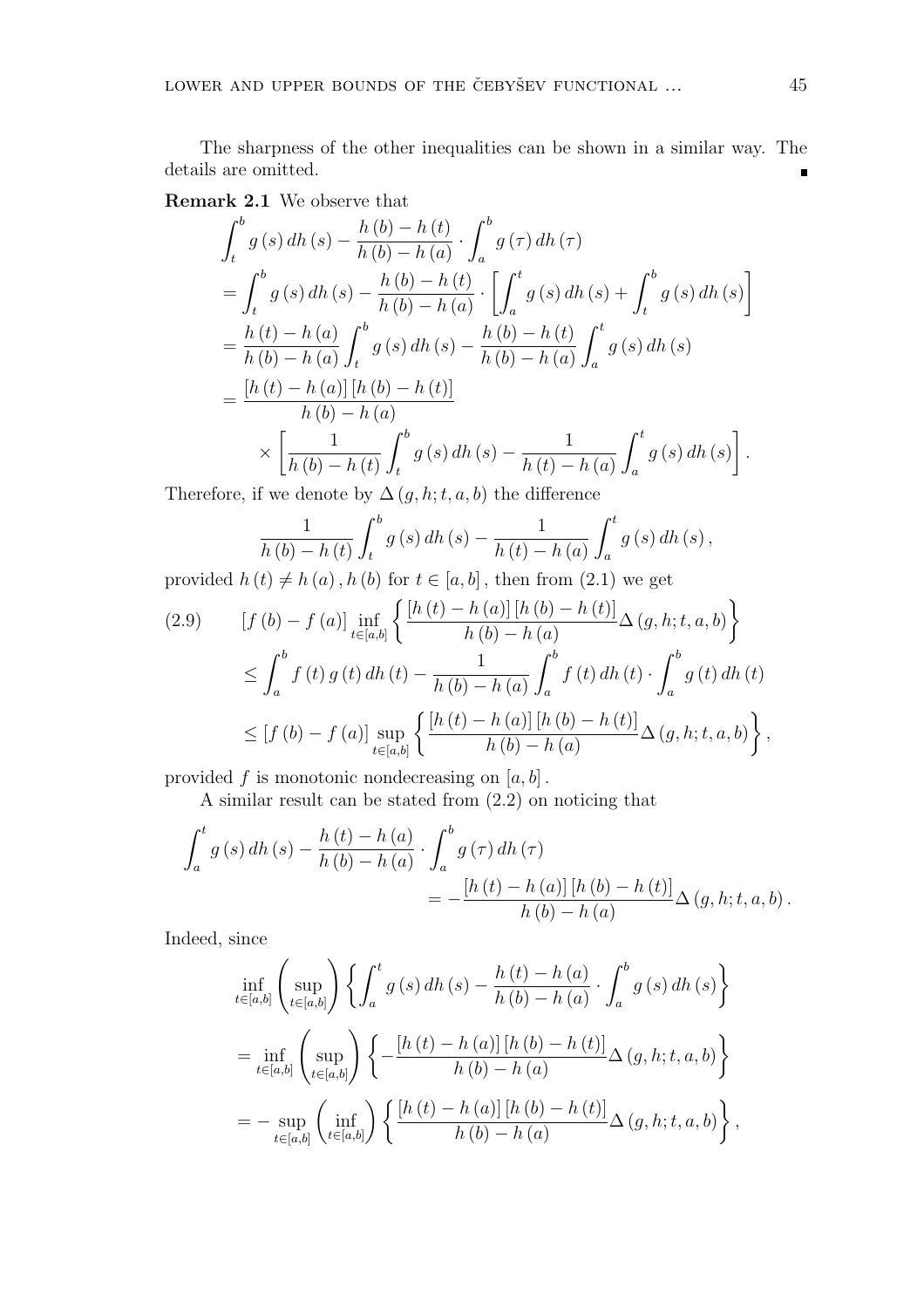The sharpness of the other inequalities can be shown in a similar way. The details are omitted. ∎

**Remark 2.1** We observe that

$$\begin{aligned}
&\int_t^b g(s)\,dh(s) - \frac{h(b)-h(t)}{h(b)-h(a)} \cdot \int_a^b g(\tau)\,dh(\tau) \\
&= \int_t^b g(s)\,dh(s) - \frac{h(b)-h(t)}{h(b)-h(a)} \cdot \left[\int_a^t g(s)\,dh(s) + \int_t^b g(s)\,dh(s)\right] \\
&= \frac{h(t)-h(a)}{h(b)-h(a)} \int_t^b g(s)\,dh(s) - \frac{h(b)-h(t)}{h(b)-h(a)} \int_a^t g(s)\,dh(s) \\
&= \frac{[h(t)-h(a)][h(b)-h(t)]}{h(b)-h(a)} \\
&\qquad \times \left[\frac{1}{h(b)-h(t)} \int_t^b g(s)\,dh(s) - \frac{1}{h(t)-h(a)} \int_a^t g(s)\,dh(s)\right].
\end{aligned}$$

Therefore, if we denote by $\Delta(g,h;t,a,b)$ the difference

$$\frac{1}{h(b)-h(t)} \int_t^b g(s)\,dh(s) - \frac{1}{h(t)-h(a)} \int_a^t g(s)\,dh(s),$$

provided $h(t) \neq h(a), h(b)$ for $t \in [a,b]$, then from (2.1) we get

$$\begin{aligned}
(2.9) \qquad & [f(b)-f(a)] \inf_{t\in[a,b]} \left\{ \frac{[h(t)-h(a)][h(b)-h(t)]}{h(b)-h(a)} \Delta(g,h;t,a,b) \right\} \\
&\le \int_a^b f(t)\,g(t)\,dh(t) - \frac{1}{h(b)-h(a)} \int_a^b f(t)\,dh(t) \cdot \int_a^b g(t)\,dh(t) \\
&\le [f(b)-f(a)] \sup_{t\in[a,b]} \left\{ \frac{[h(t)-h(a)][h(b)-h(t)]}{h(b)-h(a)} \Delta(g,h;t,a,b) \right\},
\end{aligned}$$

provided $f$ is monotonic nondecreasing on $[a,b]$.

A similar result can be stated from (2.2) on noticing that

$$\begin{aligned}
\int_a^t g(s)\,dh(s) - \frac{h(t)-h(a)}{h(b)-h(a)} \cdot \int_a^b g(\tau)\,dh(\tau) \\
= -\frac{[h(t)-h(a)][h(b)-h(t)]}{h(b)-h(a)} \Delta(g,h;t,a,b).
\end{aligned}$$

Indeed, since

$$\begin{aligned}
&\inf_{t\in[a,b]} \left(\sup_{t\in[a,b]}\right) \left\{ \int_a^t g(s)\,dh(s) - \frac{h(t)-h(a)}{h(b)-h(a)} \cdot \int_a^b g(s)\,dh(s) \right\} \\
&= \inf_{t\in[a,b]} \left(\sup_{t\in[a,b]}\right) \left\{ -\frac{[h(t)-h(a)][h(b)-h(t)]}{h(b)-h(a)} \Delta(g,h;t,a,b) \right\} \\
&= -\sup_{t\in[a,b]} \left(\inf_{t\in[a,b]}\right) \left\{ \frac{[h(t)-h(a)][h(b)-h(t)]}{h(b)-h(a)} \Delta(g,h;t,a,b) \right\},
\end{aligned}$$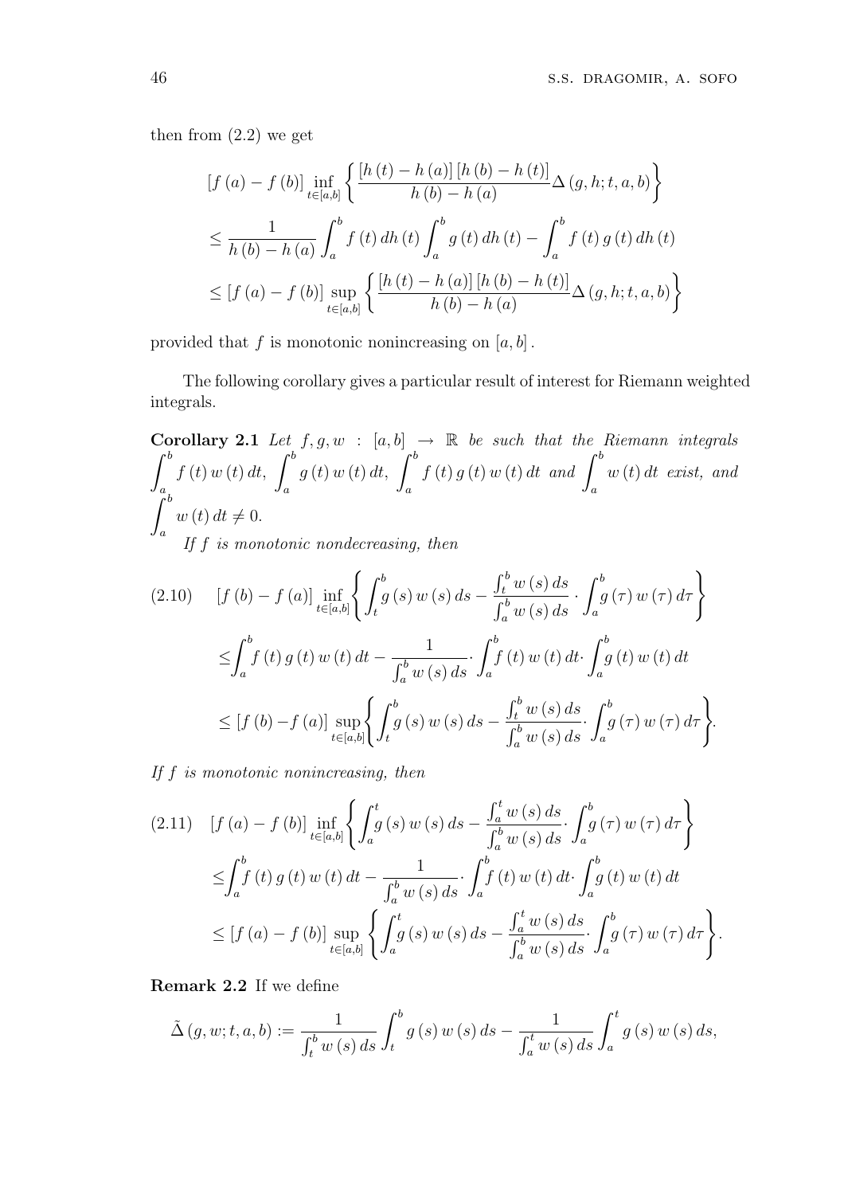then from (2.2) we get

$$[f(a)-f(b)]\inf_{t\in[a,b]}\left\{\frac{[h(t)-h(a)][h(b)-h(t)]}{h(b)-h(a)}\Delta(g,h;t,a,b)\right\}$$
$$\leq \frac{1}{h(b)-h(a)}\int_a^b f(t)\,dh(t)\int_a^b g(t)\,dh(t)-\int_a^b f(t)\,g(t)\,dh(t)$$
$$\leq [f(a)-f(b)]\sup_{t\in[a,b]}\left\{\frac{[h(t)-h(a)][h(b)-h(t)]}{h(b)-h(a)}\Delta(g,h;t,a,b)\right\}$$

provided that $f$ is monotonic nonincreasing on $[a,b]$.

The following corollary gives a particular result of interest for Riemann weighted integrals.

**Corollary 2.1** *Let $f,g,w:[a,b]\to\mathbb{R}$ be such that the Riemann integrals $\int_a^b f(t)\,w(t)\,dt$, $\int_a^b g(t)\,w(t)\,dt$, $\int_a^b f(t)\,g(t)\,w(t)\,dt$ and $\int_a^b w(t)\,dt$ exist, and $\int_a^b w(t)\,dt\neq 0$.*

*If $f$ is monotonic nondecreasing, then*

$$[f(b)-f(a)]\inf_{t\in[a,b]}\left\{\int_t^b g(s)\,w(s)\,ds-\frac{\int_t^b w(s)\,ds}{\int_a^b w(s)\,ds}\cdot\int_a^b g(\tau)\,w(\tau)\,d\tau\right\} \tag{2.10}$$
$$\leq\int_a^b f(t)\,g(t)\,w(t)\,dt-\frac{1}{\int_a^b w(s)\,ds}\cdot\int_a^b f(t)\,w(t)\,dt\cdot\int_a^b g(t)\,w(t)\,dt$$
$$\leq [f(b)-f(a)]\sup_{t\in[a,b]}\left\{\int_t^b g(s)\,w(s)\,ds-\frac{\int_t^b w(s)\,ds}{\int_a^b w(s)\,ds}\cdot\int_a^b g(\tau)\,w(\tau)\,d\tau\right\}.$$

*If $f$ is monotonic nonincreasing, then*

$$[f(a)-f(b)]\inf_{t\in[a,b]}\left\{\int_a^t g(s)\,w(s)\,ds-\frac{\int_a^t w(s)\,ds}{\int_a^b w(s)\,ds}\cdot\int_a^b g(\tau)\,w(\tau)\,d\tau\right\} \tag{2.11}$$
$$\leq\int_a^b f(t)\,g(t)\,w(t)\,dt-\frac{1}{\int_a^b w(s)\,ds}\cdot\int_a^b f(t)\,w(t)\,dt\cdot\int_a^b g(t)\,w(t)\,dt$$
$$\leq [f(a)-f(b)]\sup_{t\in[a,b]}\left\{\int_a^t g(s)\,w(s)\,ds-\frac{\int_a^t w(s)\,ds}{\int_a^b w(s)\,ds}\cdot\int_a^b g(\tau)\,w(\tau)\,d\tau\right\}.$$

**Remark 2.2** If we define

$$\tilde{\Delta}(g,w;t,a,b):=\frac{1}{\int_t^b w(s)\,ds}\int_t^b g(s)\,w(s)\,ds-\frac{1}{\int_a^t w(s)\,ds}\int_a^t g(s)\,w(s)\,ds,$$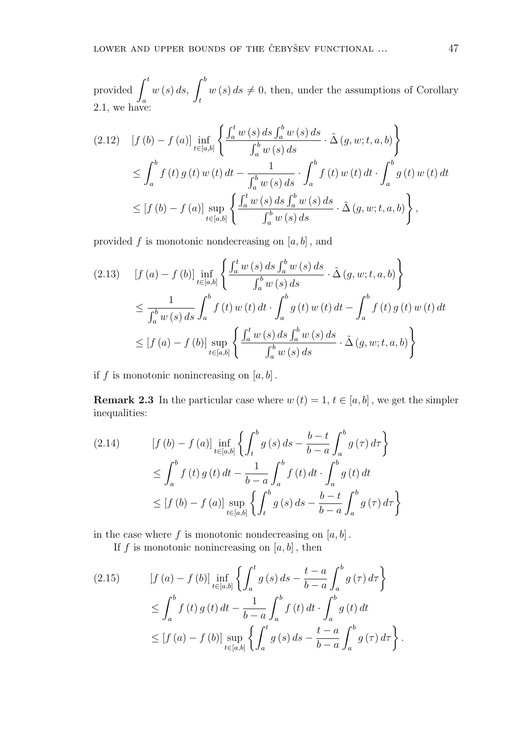provided $\int_a^t w(s)\,ds,\ \int_t^b w(s)\,ds \neq 0$, then, under the assumptions of Corollary 2.1, we have:

$$
\begin{aligned}
(2.12)\quad & [f(b)-f(a)] \inf_{t\in[a,b]} \left\{ \frac{\int_a^t w(s)\,ds \int_a^b w(s)\,ds}{\int_a^b w(s)\,ds} \cdot \tilde{\Delta}(g,w;t,a,b) \right\} \\
& \leq \int_a^b f(t)\,g(t)\,w(t)\,dt - \frac{1}{\int_a^b w(s)\,ds} \cdot \int_a^b f(t)\,w(t)\,dt \cdot \int_a^b g(t)\,w(t)\,dt \\
& \leq [f(b)-f(a)] \sup_{t\in[a,b]} \left\{ \frac{\int_a^t w(s)\,ds \int_a^b w(s)\,ds}{\int_a^b w(s)\,ds} \cdot \tilde{\Delta}(g,w;t,a,b) \right\},
\end{aligned}
$$

provided $f$ is monotonic nondecreasing on $[a,b]$, and

$$
\begin{aligned}
(2.13)\quad & [f(a)-f(b)] \inf_{t\in[a,b]} \left\{ \frac{\int_a^t w(s)\,ds \int_a^b w(s)\,ds}{\int_a^b w(s)\,ds} \cdot \tilde{\Delta}(g,w;t,a,b) \right\} \\
& \leq \frac{1}{\int_a^b w(s)\,ds} \int_a^b f(t)\,w(t)\,dt \cdot \int_a^b g(t)\,w(t)\,dt - \int_a^b f(t)\,g(t)\,w(t)\,dt \\
& \leq [f(a)-f(b)] \sup_{t\in[a,b]} \left\{ \frac{\int_a^t w(s)\,ds \int_a^b w(s)\,ds}{\int_a^b w(s)\,ds} \cdot \tilde{\Delta}(g,w;t,a,b) \right\}
\end{aligned}
$$

if $f$ is monotonic nonincreasing on $[a,b]$.

**Remark 2.3** In the particular case where $w(t)=1$, $t\in[a,b]$, we get the simpler inequalities:

$$
\begin{aligned}
(2.14)\quad & [f(b)-f(a)] \inf_{t\in[a,b]} \left\{ \int_t^b g(s)\,ds - \frac{b-t}{b-a}\int_a^b g(\tau)\,d\tau \right\} \\
& \leq \int_a^b f(t)\,g(t)\,dt - \frac{1}{b-a}\int_a^b f(t)\,dt \cdot \int_a^b g(t)\,dt \\
& \leq [f(b)-f(a)] \sup_{t\in[a,b]} \left\{ \int_t^b g(s)\,ds - \frac{b-t}{b-a}\int_a^b g(\tau)\,d\tau \right\}
\end{aligned}
$$

in the case where $f$ is monotonic nondecreasing on $[a,b]$.

If $f$ is monotonic nonincreasing on $[a,b]$, then

$$
\begin{aligned}
(2.15)\quad & [f(a)-f(b)] \inf_{t\in[a,b]} \left\{ \int_a^t g(s)\,ds - \frac{t-a}{b-a}\int_a^b g(\tau)\,d\tau \right\} \\
& \leq \int_a^b f(t)\,g(t)\,dt - \frac{1}{b-a}\int_a^b f(t)\,dt \cdot \int_a^b g(t)\,dt \\
& \leq [f(a)-f(b)] \sup_{t\in[a,b]} \left\{ \int_a^t g(s)\,ds - \frac{t-a}{b-a}\int_a^b g(\tau)\,d\tau \right\}.
\end{aligned}
$$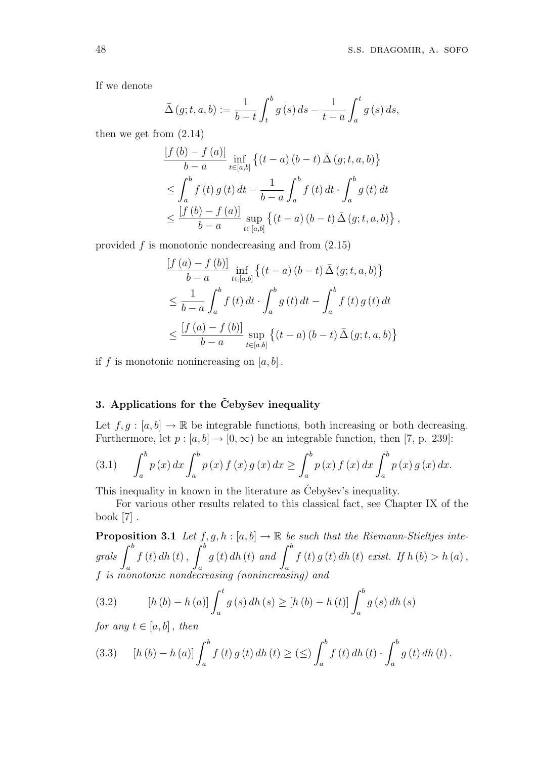If we denote

$$\bar{\Delta}(g;t,a,b) := \frac{1}{b-t}\int_t^b g(s)\,ds - \frac{1}{t-a}\int_a^t g(s)\,ds,$$

then we get from (2.14)

$$\begin{aligned}
&\frac{[f(b)-f(a)]}{b-a}\inf_{t\in[a,b]}\left\{(t-a)(b-t)\bar{\Delta}(g;t,a,b)\right\} \\
&\le \int_a^b f(t)\,g(t)\,dt - \frac{1}{b-a}\int_a^b f(t)\,dt\cdot\int_a^b g(t)\,dt \\
&\le \frac{[f(b)-f(a)]}{b-a}\sup_{t\in[a,b]}\left\{(t-a)(b-t)\bar{\Delta}(g;t,a,b)\right\},
\end{aligned}$$

provided $f$ is monotonic nondecreasing and from (2.15)

$$\begin{aligned}
&\frac{[f(a)-f(b)]}{b-a}\inf_{t\in[a,b]}\left\{(t-a)(b-t)\bar{\Delta}(g;t,a,b)\right\} \\
&\le \frac{1}{b-a}\int_a^b f(t)\,dt\cdot\int_a^b g(t)\,dt - \int_a^b f(t)\,g(t)\,dt \\
&\le \frac{[f(a)-f(b)]}{b-a}\sup_{t\in[a,b]}\left\{(t-a)(b-t)\bar{\Delta}(g;t,a,b)\right\}
\end{aligned}$$

if $f$ is monotonic nonincreasing on $[a,b]$.

## 3. Applications for the Čebyšev inequality

Let $f,g:[a,b]\to\mathbb{R}$ be integrable functions, both increasing or both decreasing. Furthermore, let $p:[a,b]\to[0,\infty)$ be an integrable function, then [7, p. 239]:

$$\int_a^b p(x)\,dx\int_a^b p(x)\,f(x)\,g(x)\,dx \ge \int_a^b p(x)\,f(x)\,dx\int_a^b p(x)\,g(x)\,dx. \tag{3.1}$$

This inequality in known in the literature as Čebyšev's inequality.

For various other results related to this classical fact, see Chapter IX of the book [7].

**Proposition 3.1** *Let $f,g,h:[a,b]\to\mathbb{R}$ be such that the Riemann-Stieltjes integrals $\int_a^b f(t)\,dh(t)$, $\int_a^b g(t)\,dh(t)$ and $\int_a^b f(t)\,g(t)\,dh(t)$ exist. If $h(b)>h(a)$, $f$ is monotonic nondecreasing (nonincreasing) and*

$$[h(b)-h(a)]\int_a^t g(s)\,dh(s) \ge [h(b)-h(t)]\int_a^b g(s)\,dh(s) \tag{3.2}$$

*for any $t\in[a,b]$, then*

$$[h(b)-h(a)]\int_a^b f(t)\,g(t)\,dh(t) \ge (\le) \int_a^b f(t)\,dh(t)\cdot\int_a^b g(t)\,dh(t). \tag{3.3}$$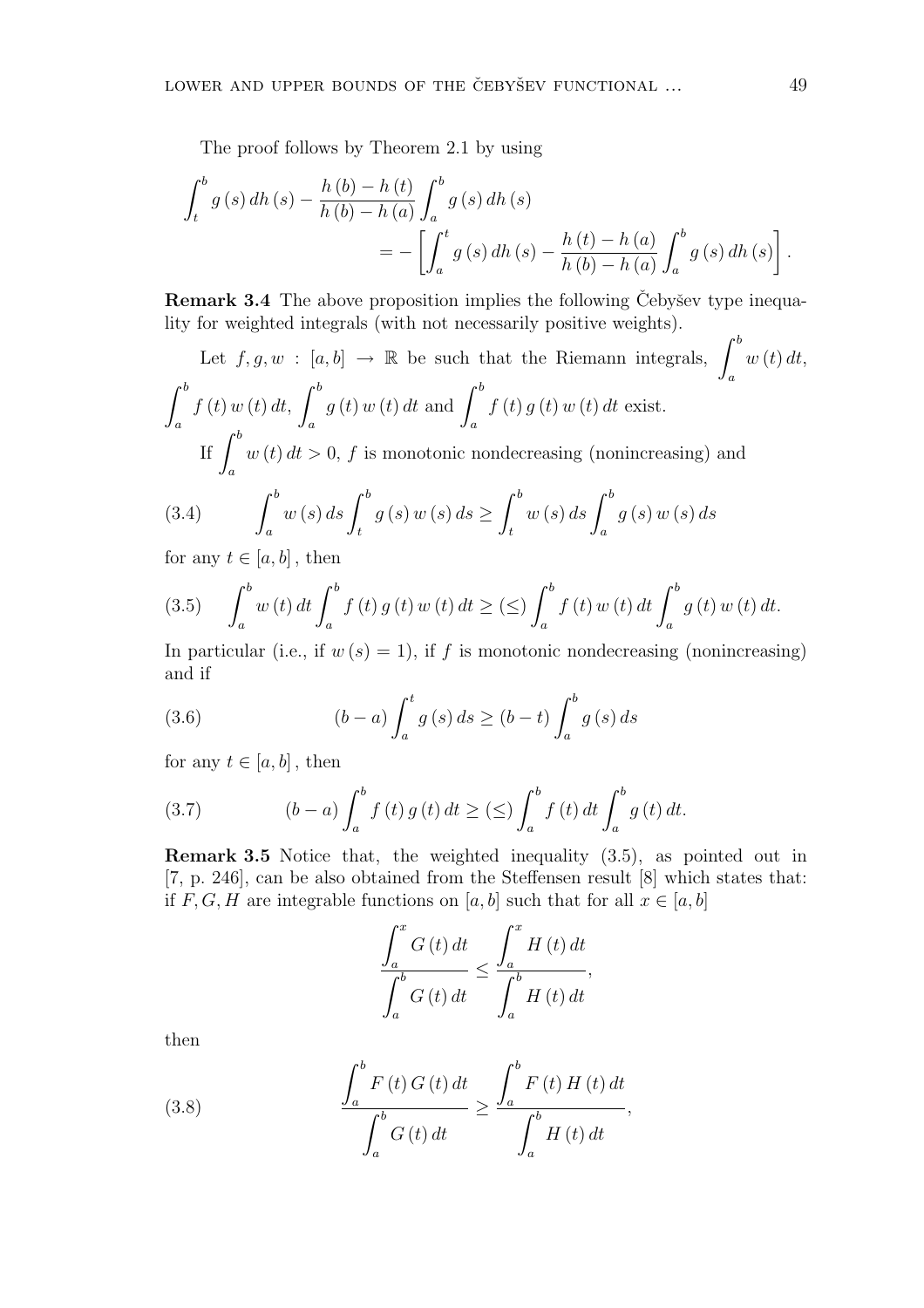The proof follows by Theorem 2.1 by using

$$\int_t^b g(s)\,dh(s) - \frac{h(b)-h(t)}{h(b)-h(a)}\int_a^b g(s)\,dh(s) = -\left[\int_a^t g(s)\,dh(s) - \frac{h(t)-h(a)}{h(b)-h(a)}\int_a^b g(s)\,dh(s)\right].$$

**Remark 3.4** The above proposition implies the following Čebyšev type inequality for weighted integrals (with not necessarily positive weights).

Let $f, g, w : [a,b] \to \mathbb{R}$ be such that the Riemann integrals, $\int_a^b w(t)\,dt$, $\int_a^b f(t)\,w(t)\,dt$, $\int_a^b g(t)\,w(t)\,dt$ and $\int_a^b f(t)\,g(t)\,w(t)\,dt$ exist.

If $\int_a^b w(t)\,dt > 0$, $f$ is monotonic nondecreasing (nonincreasing) and

$$\int_a^b w(s)\,ds \int_t^b g(s)\,w(s)\,ds \geq \int_t^b w(s)\,ds \int_a^b g(s)\,w(s)\,ds \tag{3.4}$$

for any $t \in [a,b]$, then

$$\int_a^b w(t)\,dt \int_a^b f(t)\,g(t)\,w(t)\,dt \geq (\leq) \int_a^b f(t)\,w(t)\,dt \int_a^b g(t)\,w(t)\,dt. \tag{3.5}$$

In particular (i.e., if $w(s) = 1$), if $f$ is monotonic nondecreasing (nonincreasing) and if

$$(b-a)\int_a^t g(s)\,ds \geq (b-t)\int_a^b g(s)\,ds \tag{3.6}$$

for any $t \in [a,b]$, then

$$(b-a)\int_a^b f(t)\,g(t)\,dt \geq (\leq) \int_a^b f(t)\,dt \int_a^b g(t)\,dt. \tag{3.7}$$

**Remark 3.5** Notice that, the weighted inequality (3.5), as pointed out in [7, p. 246], can be also obtained from the Steffensen result [8] which states that: if $F, G, H$ are integrable functions on $[a,b]$ such that for all $x \in [a,b]$

$$\frac{\int_a^x G(t)\,dt}{\int_a^b G(t)\,dt} \leq \frac{\int_a^x H(t)\,dt}{\int_a^b H(t)\,dt},$$

then

$$\frac{\int_a^b F(t)\,G(t)\,dt}{\int_a^b G(t)\,dt} \geq \frac{\int_a^b F(t)\,H(t)\,dt}{\int_a^b H(t)\,dt}, \tag{3.8}$$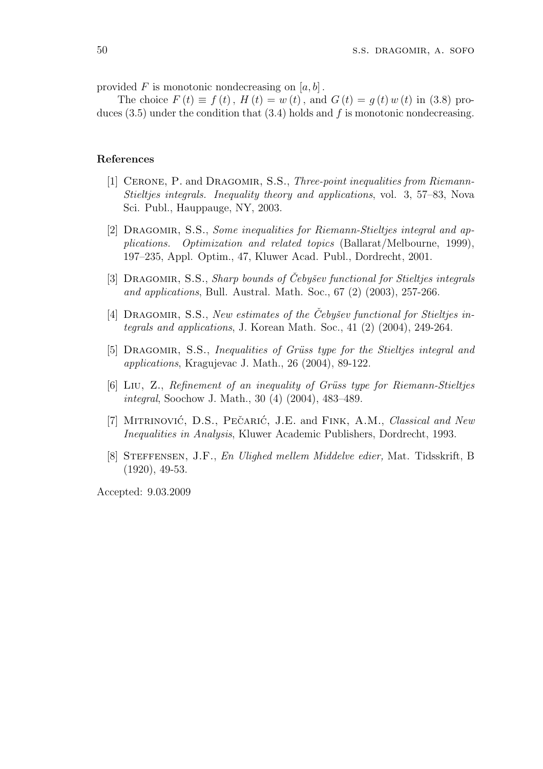provided $F$ is monotonic nondecreasing on $[a, b]$.

The choice $F(t) \equiv f(t)$, $H(t) = w(t)$, and $G(t) = g(t) w(t)$ in (3.8) produces (3.5) under the condition that (3.4) holds and $f$ is monotonic nondecreasing.

## References

[1] Cerone, P. and Dragomir, S.S., *Three-point inequalities from Riemann-Stieltjes integrals. Inequality theory and applications*, vol. 3, 57–83, Nova Sci. Publ., Hauppauge, NY, 2003.

[2] Dragomir, S.S., *Some inequalities for Riemann-Stieltjes integral and applications. Optimization and related topics* (Ballarat/Melbourne, 1999), 197–235, Appl. Optim., 47, Kluwer Acad. Publ., Dordrecht, 2001.

[3] Dragomir, S.S., *Sharp bounds of Čebyšev functional for Stieltjes integrals and applications*, Bull. Austral. Math. Soc., 67 (2) (2003), 257-266.

[4] Dragomir, S.S., *New estimates of the Čebyšev functional for Stieltjes integrals and applications*, J. Korean Math. Soc., 41 (2) (2004), 249-264.

[5] Dragomir, S.S., *Inequalities of Grüss type for the Stieltjes integral and applications*, Kragujevac J. Math., 26 (2004), 89-122.

[6] Liu, Z., *Refinement of an inequality of Grüss type for Riemann-Stieltjes integral*, Soochow J. Math., 30 (4) (2004), 483–489.

[7] Mitrinović, D.S., Pečarić, J.E. and Fink, A.M., *Classical and New Inequalities in Analysis*, Kluwer Academic Publishers, Dordrecht, 1993.

[8] Steffensen, J.F., *En Ulighed mellem Middelve edier,* Mat. Tidsskrift, B (1920), 49-53.

Accepted: 9.03.2009